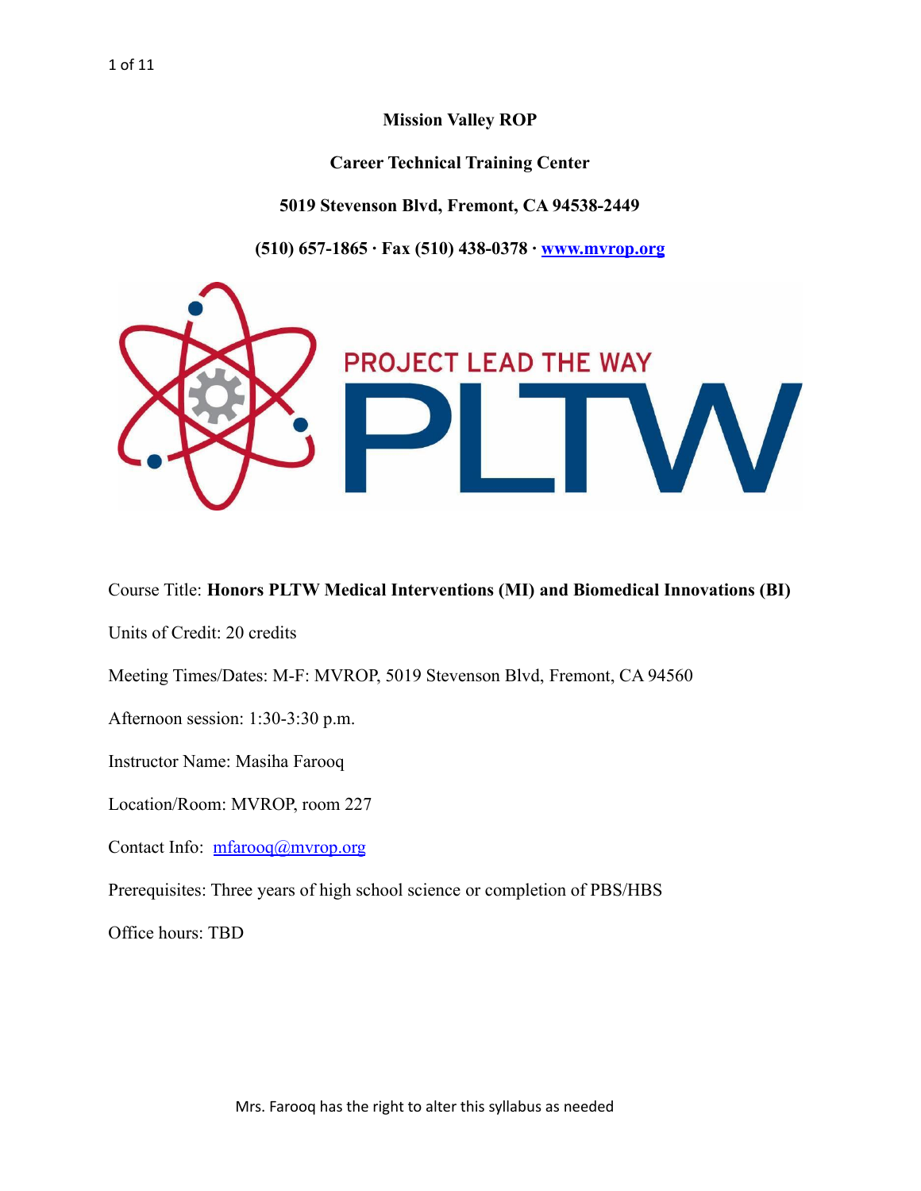**Mission Valley ROP**

**Career Technical Training Center**

**5019 Stevenson Blvd, Fremont, CA 94538-2449**

**(510) 657-1865 · Fax (510) 438-0378 · [www.mvrop.org](http://www.mvrop.org)**

PROJECT LEAD THE WAY

PLTW

Course Title: **Honors PLTW Medical Interventions (MI) and Biomedical Innovations (BI)**

Units of Credit: 20 credits

Meeting Times/Dates: M-F: MVROP, 5019 Stevenson Blvd, Fremont, CA 94560

Afternoon session: 1:30-3:30 p.m.

Instructor Name: Masiha Farooq

Location/Room: MVROP, room 227

Contact Info: [mfarooq@mvrop.org](mailto:mfarooq@mvrop.org)

Prerequisites: Three years of high school science or completion of PBS/HBS

Office hours: TBD

Mrs. Farooq has the right to alter this syllabus as needed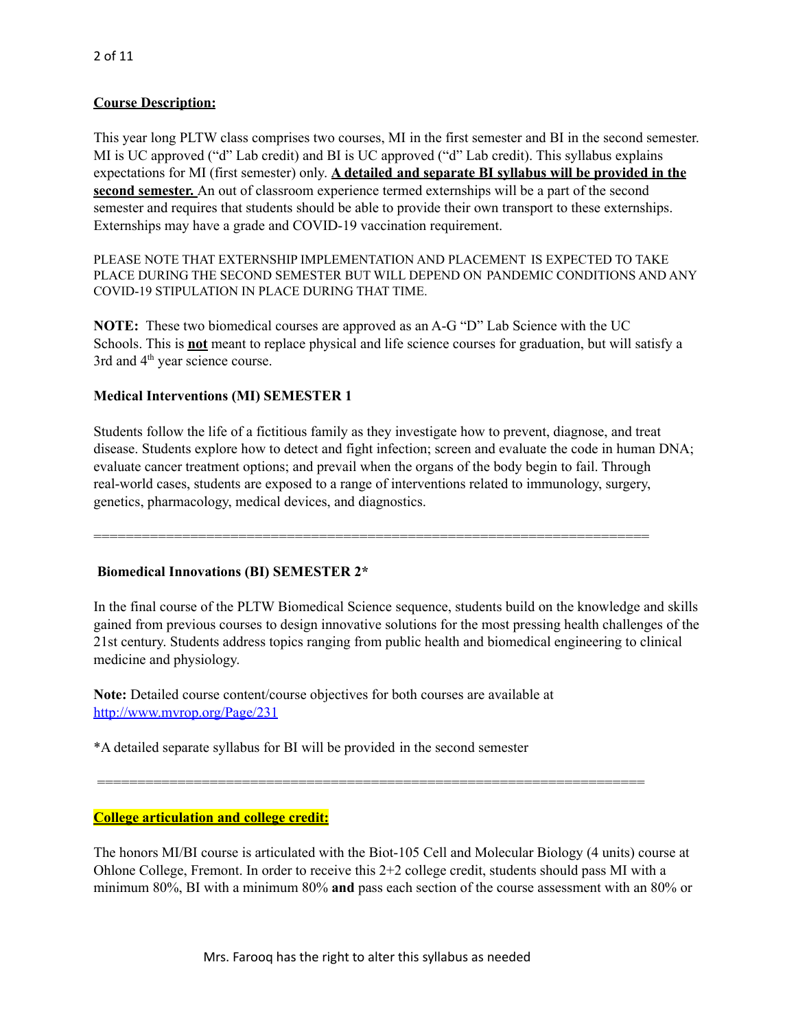**<u>Course Description:</u>**

This year long PLTW class comprises two courses, MI in the first semester and BI in the second semester. MI is UC approved ("d" Lab credit) and BI is UC approved ("d" Lab credit). This syllabus explains expectations for MI (first semester) only. **<u>A detailed and separate BI syllabus will be provided in the second semester.</u>** An out of classroom experience termed externships will be a part of the second semester and requires that students should be able to provide their own transport to these externships. Externships may have a grade and COVID-19 vaccination requirement.

PLEASE NOTE THAT EXTERNSHIP IMPLEMENTATION AND PLACEMENT IS EXPECTED TO TAKE PLACE DURING THE SECOND SEMESTER BUT WILL DEPEND ON PANDEMIC CONDITIONS AND ANY COVID-19 STIPULATION IN PLACE DURING THAT TIME.

**NOTE:** These two biomedical courses are approved as an A-G "D" Lab Science with the UC Schools. This is **<u>not</u>** meant to replace physical and life science courses for graduation, but will satisfy a 3rd and 4th year science course.

**Medical Interventions (MI) SEMESTER 1**

Students follow the life of a fictitious family as they investigate how to prevent, diagnose, and treat disease. Students explore how to detect and fight infection; screen and evaluate the code in human DNA; evaluate cancer treatment options; and prevail when the organs of the body begin to fail. Through real-world cases, students are exposed to a range of interventions related to immunology, surgery, genetics, pharmacology, medical devices, and diagnostics.

=====================================================================

**Biomedical Innovations (BI) SEMESTER 2***

In the final course of the PLTW Biomedical Science sequence, students build on the knowledge and skills gained from previous courses to design innovative solutions for the most pressing health challenges of the 21st century. Students address topics ranging from public health and biomedical engineering to clinical medicine and physiology.

**Note:** Detailed course content/course objectives for both courses are available at [http://www.mvrop.org/Page/231](http://www.mvrop.org/Page/231)

*A detailed separate syllabus for BI will be provided in the second semester

=====================================================================

**<u>College articulation and college credit:</u>**

The honors MI/BI course is articulated with the Biot-105 Cell and Molecular Biology (4 units) course at Ohlone College, Fremont. In order to receive this 2+2 college credit, students should pass MI with a minimum 80%, BI with a minimum 80% **and** pass each section of the course assessment with an 80% or

Mrs. Farooq has the right to alter this syllabus as needed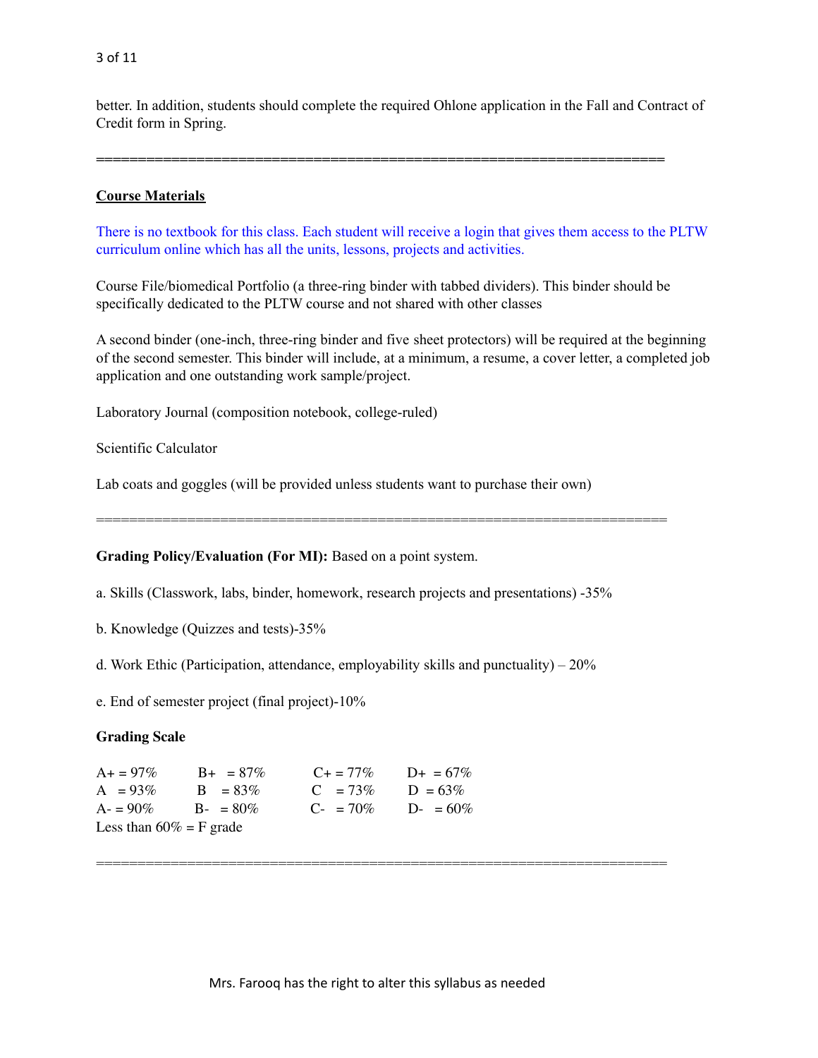better. In addition, students should complete the required Ohlone application in the Fall and Contract of Credit form in Spring.

====================================================================

**Course Materials**

There is no textbook for this class. Each student will receive a login that gives them access to the PLTW curriculum online which has all the units, lessons, projects and activities.

Course File/biomedical Portfolio (a three-ring binder with tabbed dividers). This binder should be specifically dedicated to the PLTW course and not shared with other classes

A second binder (one-inch, three-ring binder and five sheet protectors) will be required at the beginning of the second semester. This binder will include, at a minimum, a resume, a cover letter, a completed job application and one outstanding work sample/project.

Laboratory Journal (composition notebook, college-ruled)

Scientific Calculator

Lab coats and goggles (will be provided unless students want to purchase their own)

====================================================================

**Grading Policy/Evaluation (For MI):** Based on a point system.

a. Skills (Classwork, labs, binder, homework, research projects and presentations) -35%

b. Knowledge (Quizzes and tests)-35%

d. Work Ethic (Participation, attendance, employability skills and punctuality) – 20%

e. End of semester project (final project)-10%

**Grading Scale**

| | | | |
|---|---|---|---|
| A+ = 97% | B+ = 87% | C+ = 77% | D+ = 67% |
| A = 93% | B = 83% | C = 73% | D = 63% |
| A- = 90% | B- = 80% | C- = 70% | D- = 60% |

Less than 60% = F grade

====================================================================

Mrs. Farooq has the right to alter this syllabus as needed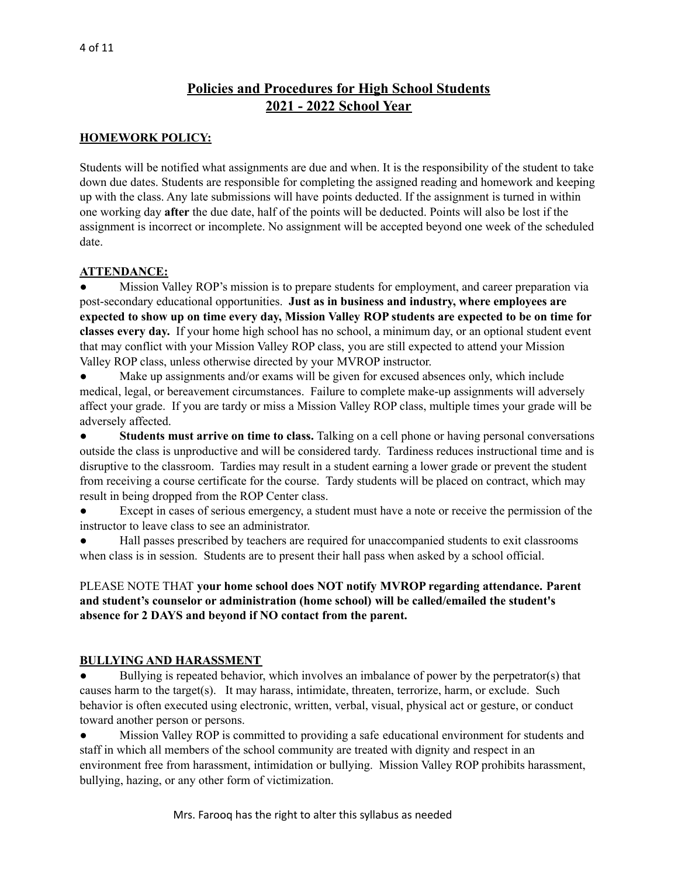# Policies and Procedures for High School Students
## 2021 - 2022 School Year

**HOMEWORK POLICY:**

Students will be notified what assignments are due and when. It is the responsibility of the student to take down due dates. Students are responsible for completing the assigned reading and homework and keeping up with the class. Any late submissions will have points deducted. If the assignment is turned in within one working day **after** the due date, half of the points will be deducted. Points will also be lost if the assignment is incorrect or incomplete. No assignment will be accepted beyond one week of the scheduled date.

**ATTENDANCE:**

- Mission Valley ROP's mission is to prepare students for employment, and career preparation via post-secondary educational opportunities. **Just as in business and industry, where employees are expected to show up on time every day, Mission Valley ROP students are expected to be on time for classes every day.** If your home high school has no school, a minimum day, or an optional student event that may conflict with your Mission Valley ROP class, you are still expected to attend your Mission Valley ROP class, unless otherwise directed by your MVROP instructor.
- Make up assignments and/or exams will be given for excused absences only, which include medical, legal, or bereavement circumstances. Failure to complete make-up assignments will adversely affect your grade. If you are tardy or miss a Mission Valley ROP class, multiple times your grade will be adversely affected.
- **Students must arrive on time to class.** Talking on a cell phone or having personal conversations outside the class is unproductive and will be considered tardy. Tardiness reduces instructional time and is disruptive to the classroom. Tardies may result in a student earning a lower grade or prevent the student from receiving a course certificate for the course. Tardy students will be placed on contract, which may result in being dropped from the ROP Center class.
- Except in cases of serious emergency, a student must have a note or receive the permission of the instructor to leave class to see an administrator.
- Hall passes prescribed by teachers are required for unaccompanied students to exit classrooms when class is in session. Students are to present their hall pass when asked by a school official.

PLEASE NOTE THAT **your home school does NOT notify MVROP regarding attendance. Parent and student's counselor or administration (home school) will be called/emailed the student's absence for 2 DAYS and beyond if NO contact from the parent.**

**BULLYING AND HARASSMENT**

- Bullying is repeated behavior, which involves an imbalance of power by the perpetrator(s) that causes harm to the target(s). It may harass, intimidate, threaten, terrorize, harm, or exclude. Such behavior is often executed using electronic, written, verbal, visual, physical act or gesture, or conduct toward another person or persons.
- Mission Valley ROP is committed to providing a safe educational environment for students and staff in which all members of the school community are treated with dignity and respect in an environment free from harassment, intimidation or bullying. Mission Valley ROP prohibits harassment, bullying, hazing, or any other form of victimization.

Mrs. Farooq has the right to alter this syllabus as needed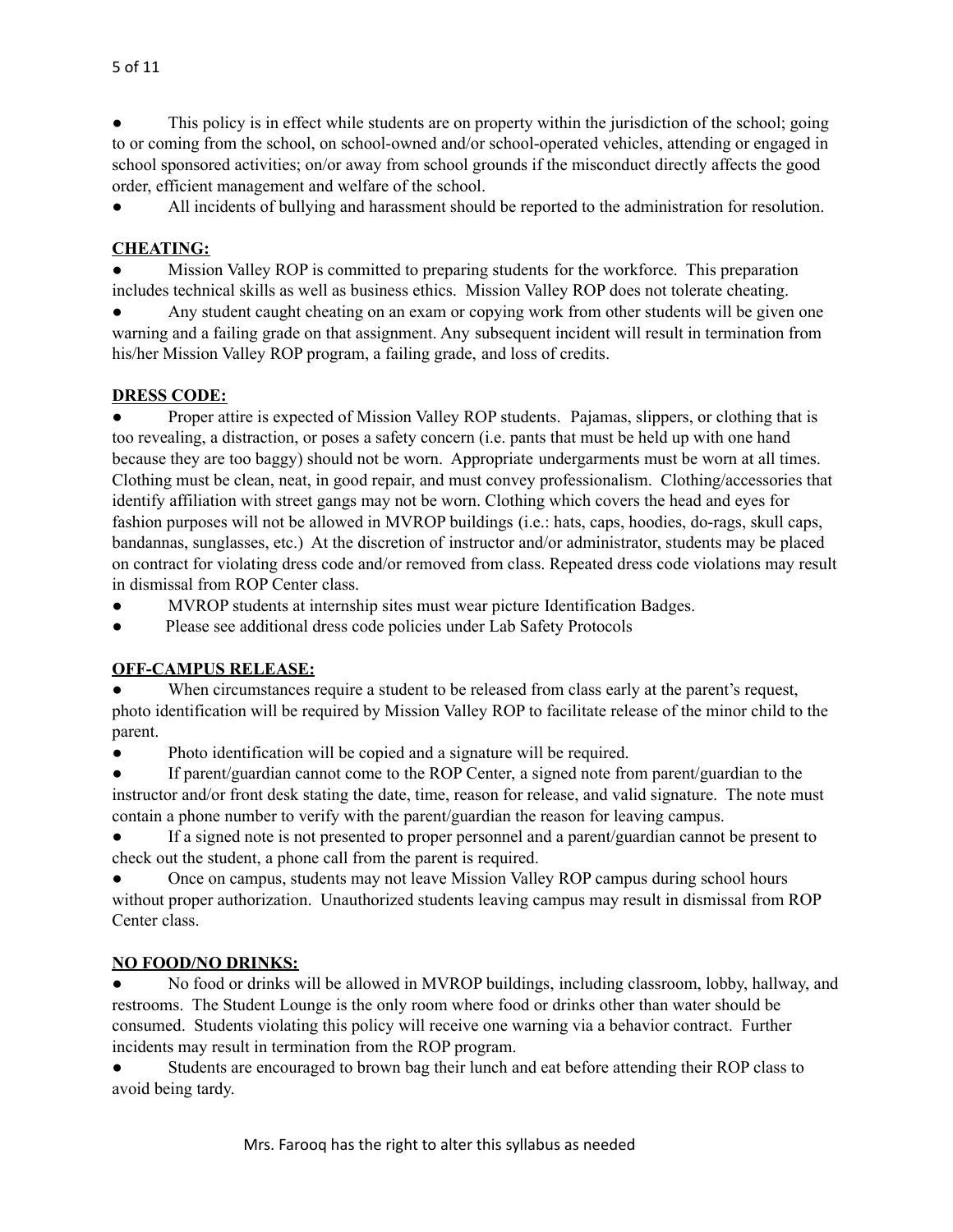- This policy is in effect while students are on property within the jurisdiction of the school; going to or coming from the school, on school-owned and/or school-operated vehicles, attending or engaged in school sponsored activities; on/or away from school grounds if the misconduct directly affects the good order, efficient management and welfare of the school.
- All incidents of bullying and harassment should be reported to the administration for resolution.

**CHEATING:**

- Mission Valley ROP is committed to preparing students for the workforce. This preparation includes technical skills as well as business ethics. Mission Valley ROP does not tolerate cheating.
- Any student caught cheating on an exam or copying work from other students will be given one warning and a failing grade on that assignment. Any subsequent incident will result in termination from his/her Mission Valley ROP program, a failing grade, and loss of credits.

**DRESS CODE:**

- Proper attire is expected of Mission Valley ROP students. Pajamas, slippers, or clothing that is too revealing, a distraction, or poses a safety concern (i.e. pants that must be held up with one hand because they are too baggy) should not be worn. Appropriate undergarments must be worn at all times. Clothing must be clean, neat, in good repair, and must convey professionalism. Clothing/accessories that identify affiliation with street gangs may not be worn. Clothing which covers the head and eyes for fashion purposes will not be allowed in MVROP buildings (i.e.: hats, caps, hoodies, do-rags, skull caps, bandannas, sunglasses, etc.) At the discretion of instructor and/or administrator, students may be placed on contract for violating dress code and/or removed from class. Repeated dress code violations may result in dismissal from ROP Center class.
- MVROP students at internship sites must wear picture Identification Badges.
- Please see additional dress code policies under Lab Safety Protocols

**OFF-CAMPUS RELEASE:**

- When circumstances require a student to be released from class early at the parent's request, photo identification will be required by Mission Valley ROP to facilitate release of the minor child to the parent.
- Photo identification will be copied and a signature will be required.
- If parent/guardian cannot come to the ROP Center, a signed note from parent/guardian to the instructor and/or front desk stating the date, time, reason for release, and valid signature. The note must contain a phone number to verify with the parent/guardian the reason for leaving campus.
- If a signed note is not presented to proper personnel and a parent/guardian cannot be present to check out the student, a phone call from the parent is required.
- Once on campus, students may not leave Mission Valley ROP campus during school hours without proper authorization. Unauthorized students leaving campus may result in dismissal from ROP Center class.

**NO FOOD/NO DRINKS:**

- No food or drinks will be allowed in MVROP buildings, including classroom, lobby, hallway, and restrooms. The Student Lounge is the only room where food or drinks other than water should be consumed. Students violating this policy will receive one warning via a behavior contract. Further incidents may result in termination from the ROP program.
- Students are encouraged to brown bag their lunch and eat before attending their ROP class to avoid being tardy.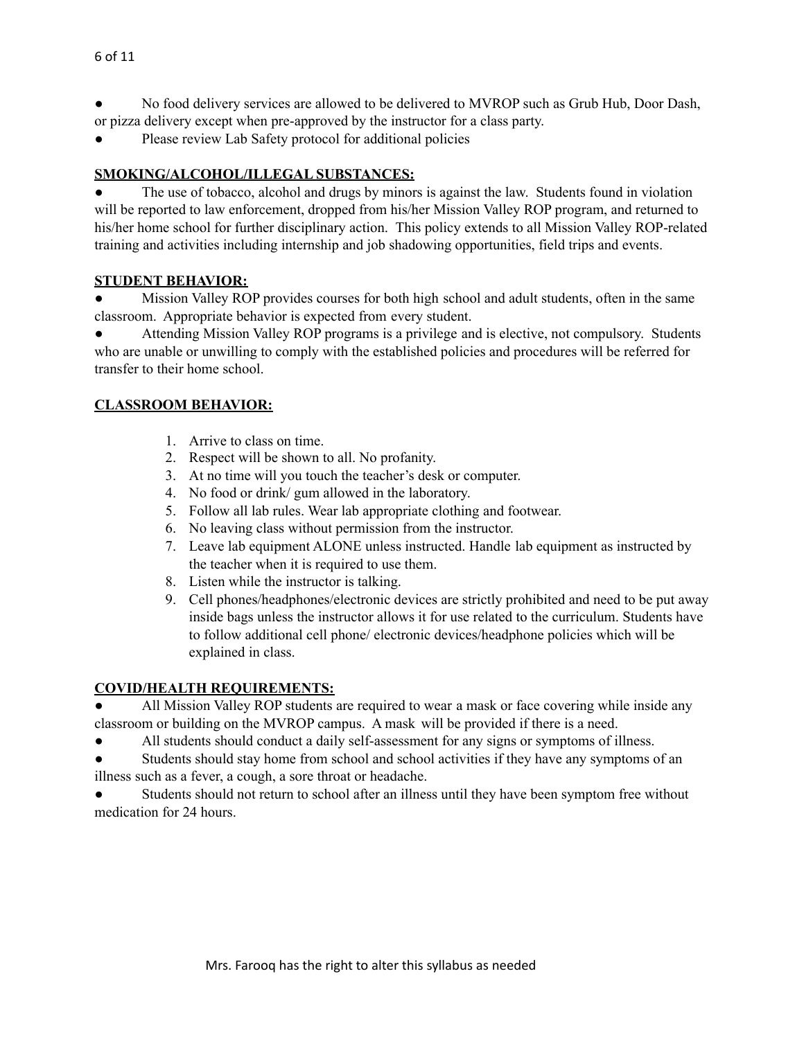- No food delivery services are allowed to be delivered to MVROP such as Grub Hub, Door Dash, or pizza delivery except when pre-approved by the instructor for a class party.
- Please review Lab Safety protocol for additional policies

**SMOKING/ALCOHOL/ILLEGAL SUBSTANCES:**

- The use of tobacco, alcohol and drugs by minors is against the law. Students found in violation will be reported to law enforcement, dropped from his/her Mission Valley ROP program, and returned to his/her home school for further disciplinary action. This policy extends to all Mission Valley ROP-related training and activities including internship and job shadowing opportunities, field trips and events.

**STUDENT BEHAVIOR:**

- Mission Valley ROP provides courses for both high school and adult students, often in the same classroom. Appropriate behavior is expected from every student.
- Attending Mission Valley ROP programs is a privilege and is elective, not compulsory. Students who are unable or unwilling to comply with the established policies and procedures will be referred for transfer to their home school.

**CLASSROOM BEHAVIOR:**

1. Arrive to class on time.
2. Respect will be shown to all. No profanity.
3. At no time will you touch the teacher's desk or computer.
4. No food or drink/ gum allowed in the laboratory.
5. Follow all lab rules. Wear lab appropriate clothing and footwear.
6. No leaving class without permission from the instructor.
7. Leave lab equipment ALONE unless instructed. Handle lab equipment as instructed by the teacher when it is required to use them.
8. Listen while the instructor is talking.
9. Cell phones/headphones/electronic devices are strictly prohibited and need to be put away inside bags unless the instructor allows it for use related to the curriculum. Students have to follow additional cell phone/ electronic devices/headphone policies which will be explained in class.

**COVID/HEALTH REQUIREMENTS:**

- All Mission Valley ROP students are required to wear a mask or face covering while inside any classroom or building on the MVROP campus. A mask will be provided if there is a need.
- All students should conduct a daily self-assessment for any signs or symptoms of illness.
- Students should stay home from school and school activities if they have any symptoms of an illness such as a fever, a cough, a sore throat or headache.
- Students should not return to school after an illness until they have been symptom free without medication for 24 hours.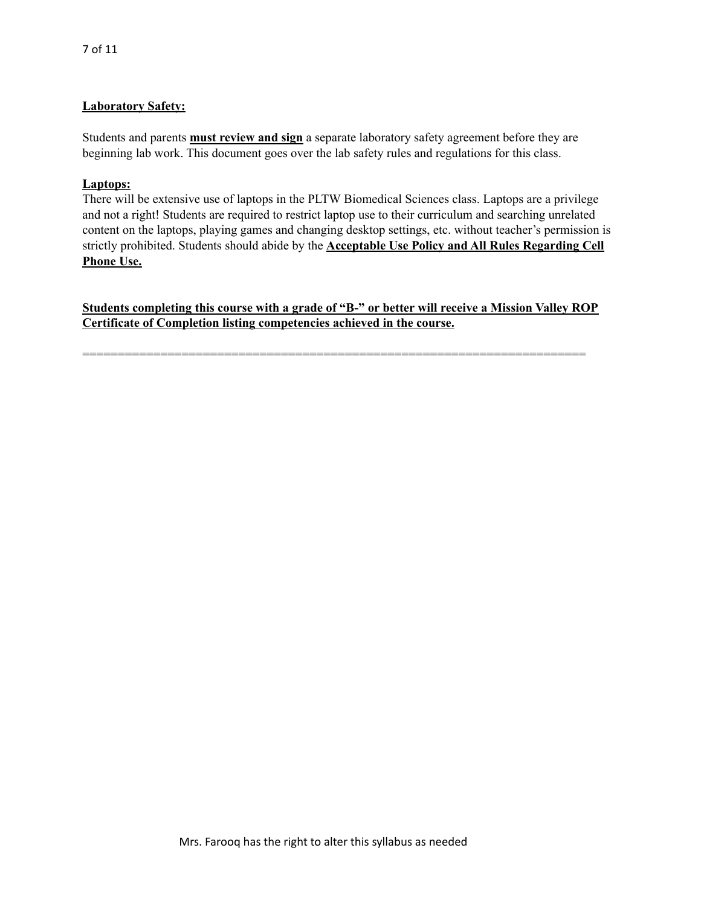**<u>Laboratory Safety:</u>**

Students and parents **<u>must review and sign</u>** a separate laboratory safety agreement before they are beginning lab work. This document goes over the lab safety rules and regulations for this class.

**<u>Laptops:</u>**

There will be extensive use of laptops in the PLTW Biomedical Sciences class. Laptops are a privilege and not a right! Students are required to restrict laptop use to their curriculum and searching unrelated content on the laptops, playing games and changing desktop settings, etc. without teacher's permission is strictly prohibited. Students should abide by the **<u>Acceptable Use Policy and All Rules Regarding Cell Phone Use.</u>**

**<u>Students completing this course with a grade of "B-" or better will receive a Mission Valley ROP Certificate of Completion listing competencies achieved in the course.</u>**

---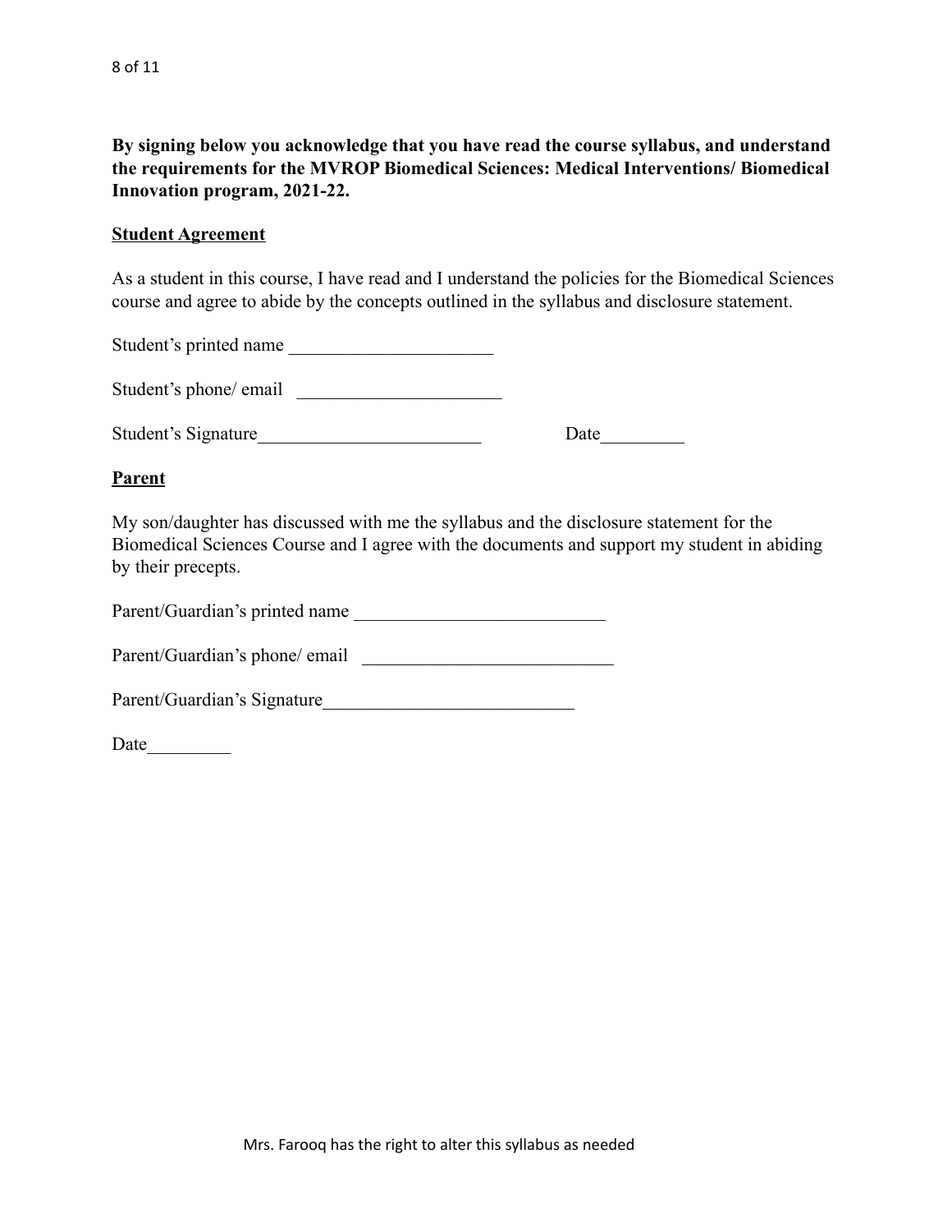**By signing below you acknowledge that you have read the course syllabus, and understand the requirements for the MVROP Biomedical Sciences: Medical Interventions/ Biomedical Innovation program, 2021-22.**

**Student Agreement**

As a student in this course, I have read and I understand the policies for the Biomedical Sciences course and agree to abide by the concepts outlined in the syllabus and disclosure statement.

Student's printed name ______________________

Student's phone/ email ______________________

Student's Signature________________________ Date_________

**Parent**

My son/daughter has discussed with me the syllabus and the disclosure statement for the Biomedical Sciences Course and I agree with the documents and support my student in abiding by their precepts.

Parent/Guardian's printed name ___________________________

Parent/Guardian's phone/ email ___________________________

Parent/Guardian's Signature___________________________

Date_________

Mrs. Farooq has the right to alter this syllabus as needed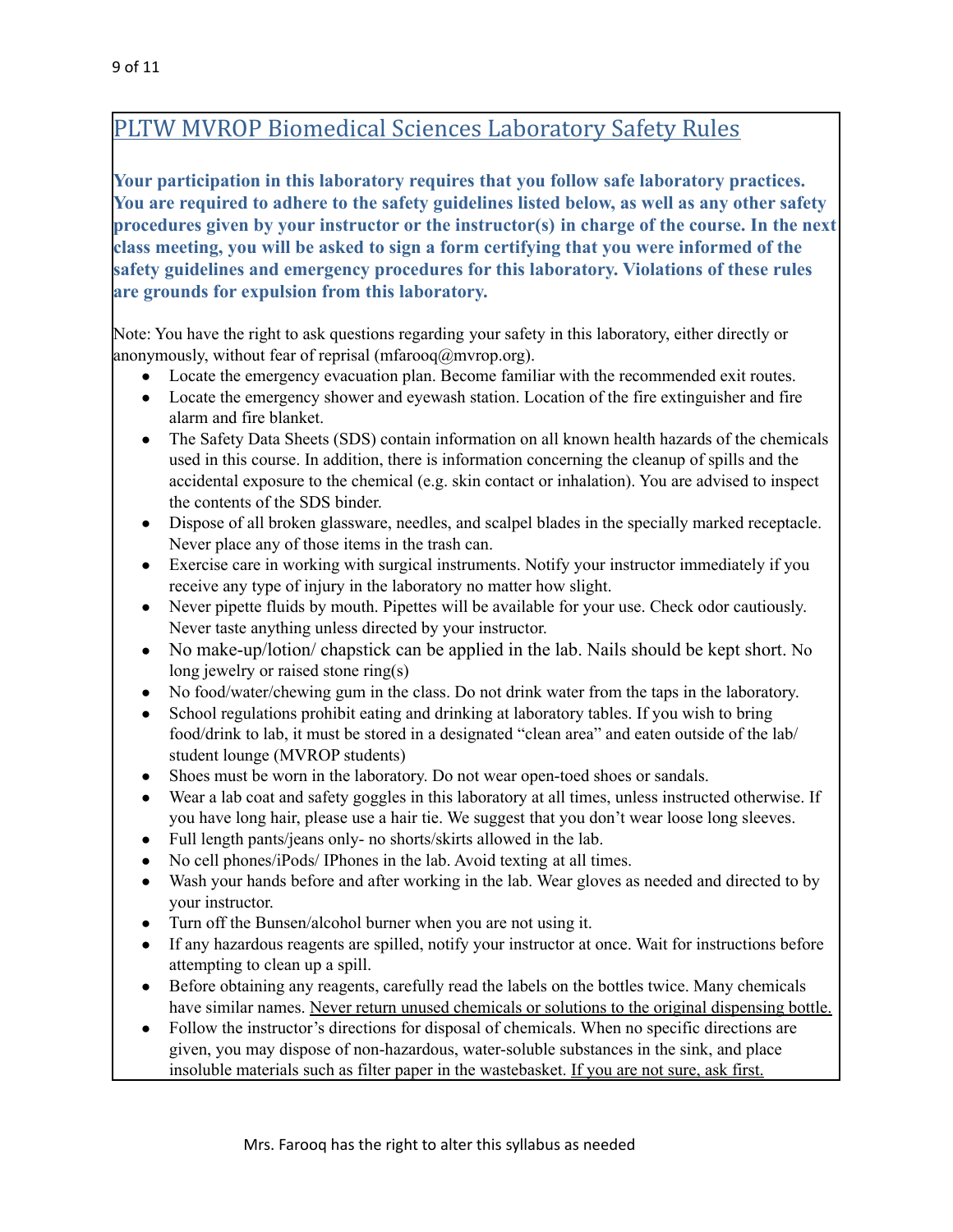## PLTW MVROP Biomedical Sciences Laboratory Safety Rules

**Your participation in this laboratory requires that you follow safe laboratory practices. You are required to adhere to the safety guidelines listed below, as well as any other safety procedures given by your instructor or the instructor(s) in charge of the course. In the next class meeting, you will be asked to sign a form certifying that you were informed of the safety guidelines and emergency procedures for this laboratory. Violations of these rules are grounds for expulsion from this laboratory.**

Note: You have the right to ask questions regarding your safety in this laboratory, either directly or anonymously, without fear of reprisal (mfarooq@mvrop.org).

- Locate the emergency evacuation plan. Become familiar with the recommended exit routes.
- Locate the emergency shower and eyewash station. Location of the fire extinguisher and fire alarm and fire blanket.
- The Safety Data Sheets (SDS) contain information on all known health hazards of the chemicals used in this course. In addition, there is information concerning the cleanup of spills and the accidental exposure to the chemical (e.g. skin contact or inhalation). You are advised to inspect the contents of the SDS binder.
- Dispose of all broken glassware, needles, and scalpel blades in the specially marked receptacle. Never place any of those items in the trash can.
- Exercise care in working with surgical instruments. Notify your instructor immediately if you receive any type of injury in the laboratory no matter how slight.
- Never pipette fluids by mouth. Pipettes will be available for your use. Check odor cautiously. Never taste anything unless directed by your instructor.
- No make-up/lotion/ chapstick can be applied in the lab. Nails should be kept short. No long jewelry or raised stone ring(s)
- No food/water/chewing gum in the class. Do not drink water from the taps in the laboratory.
- School regulations prohibit eating and drinking at laboratory tables. If you wish to bring food/drink to lab, it must be stored in a designated "clean area" and eaten outside of the lab/ student lounge (MVROP students)
- Shoes must be worn in the laboratory. Do not wear open-toed shoes or sandals.
- Wear a lab coat and safety goggles in this laboratory at all times, unless instructed otherwise. If you have long hair, please use a hair tie. We suggest that you don't wear loose long sleeves.
- Full length pants/jeans only- no shorts/skirts allowed in the lab.
- No cell phones/iPods/ IPhones in the lab. Avoid texting at all times.
- Wash your hands before and after working in the lab. Wear gloves as needed and directed to by your instructor.
- Turn off the Bunsen/alcohol burner when you are not using it.
- If any hazardous reagents are spilled, notify your instructor at once. Wait for instructions before attempting to clean up a spill.
- Before obtaining any reagents, carefully read the labels on the bottles twice. Many chemicals have similar names. Never return unused chemicals or solutions to the original dispensing bottle.
- Follow the instructor's directions for disposal of chemicals. When no specific directions are given, you may dispose of non-hazardous, water-soluble substances in the sink, and place insoluble materials such as filter paper in the wastebasket. If you are not sure, ask first.

Mrs. Farooq has the right to alter this syllabus as needed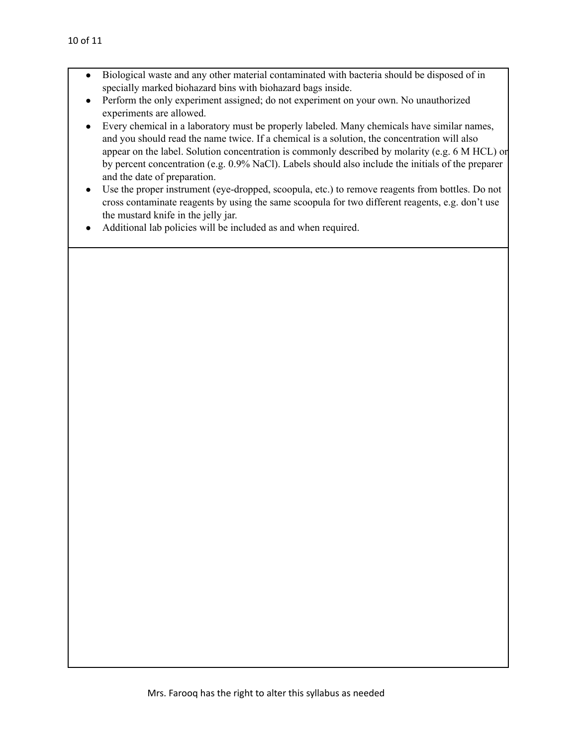- Biological waste and any other material contaminated with bacteria should be disposed of in specially marked biohazard bins with biohazard bags inside.
- Perform the only experiment assigned; do not experiment on your own. No unauthorized experiments are allowed.
- Every chemical in a laboratory must be properly labeled. Many chemicals have similar names, and you should read the name twice. If a chemical is a solution, the concentration will also appear on the label. Solution concentration is commonly described by molarity (e.g. 6 M HCL) or by percent concentration (e.g. 0.9% NaCl). Labels should also include the initials of the preparer and the date of preparation.
- Use the proper instrument (eye-dropped, scoopula, etc.) to remove reagents from bottles. Do not cross contaminate reagents by using the same scoopula for two different reagents, e.g. don't use the mustard knife in the jelly jar.
- Additional lab policies will be included as and when required.

Mrs. Farooq has the right to alter this syllabus as needed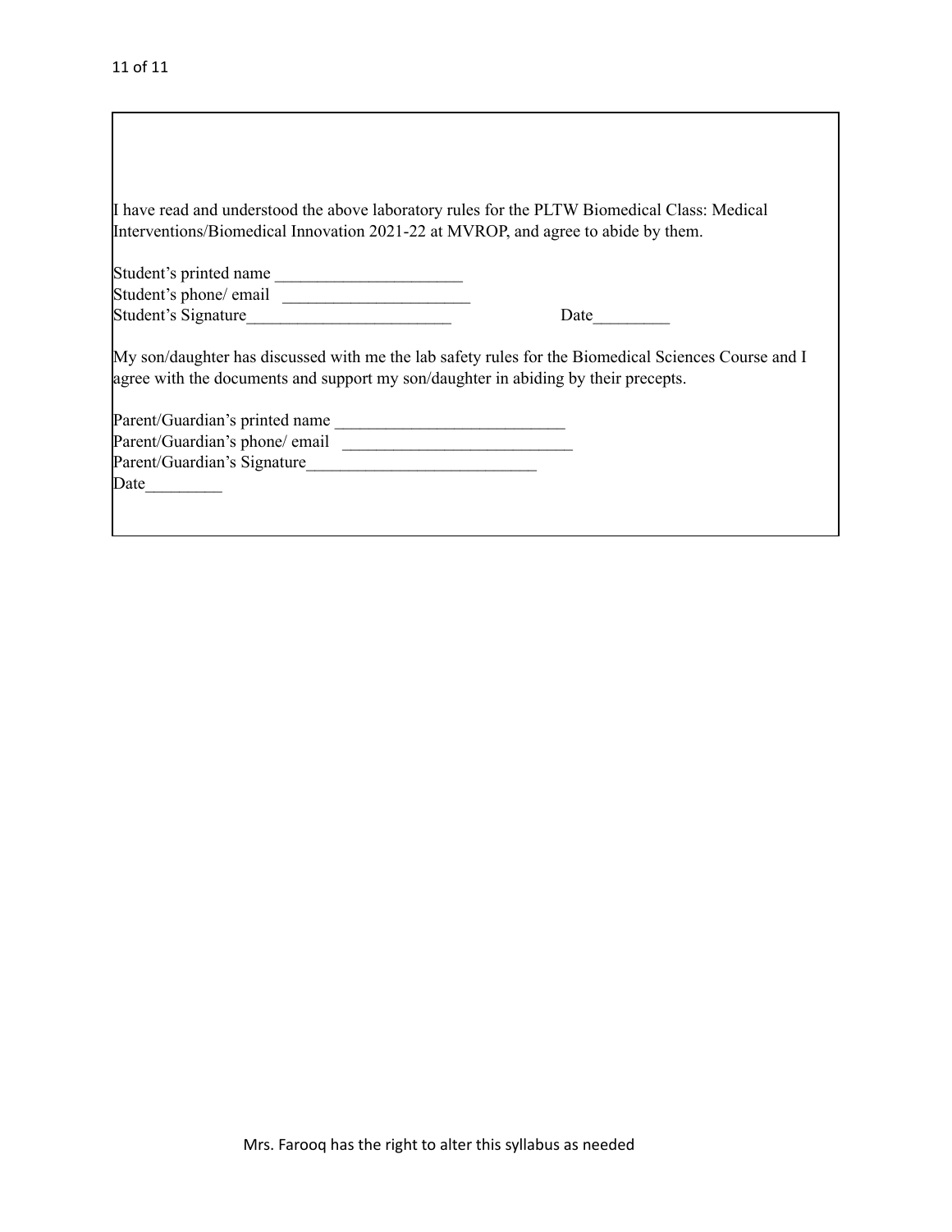I have read and understood the above laboratory rules for the PLTW Biomedical Class: Medical Interventions/Biomedical Innovation 2021-22 at MVROP, and agree to abide by them.

Student's printed name ______________________
Student's phone/ email ______________________
Student's Signature________________________ Date_________

My son/daughter has discussed with me the lab safety rules for the Biomedical Sciences Course and I agree with the documents and support my son/daughter in abiding by their precepts.

Parent/Guardian's printed name ___________________________
Parent/Guardian's phone/ email ___________________________
Parent/Guardian's Signature___________________________
Date_________

Mrs. Farooq has the right to alter this syllabus as needed